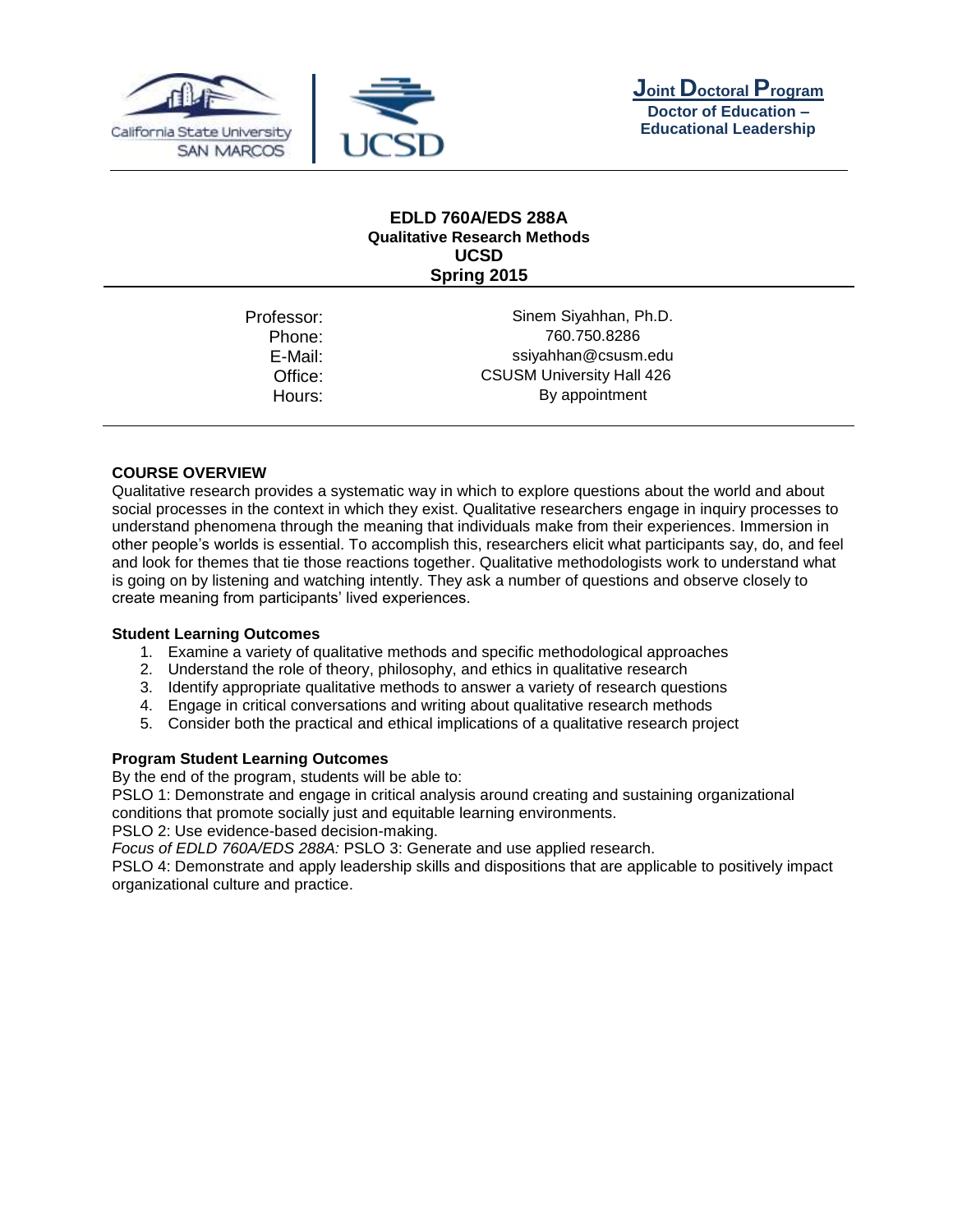**Joint Doctoral Program**
**Doctor of Education – Educational Leadership**

# EDLD 760A/EDS 288A
## Qualitative Research Methods
## UCSD
## Spring 2015

| | |
|---|---|
| Professor: | Sinem Siyahhan, Ph.D. |
| Phone: | 760.750.8286 |
| E-Mail: | ssiyahhan@csusm.edu |
| Office: | CSUSM University Hall 426 |
| Hours: | By appointment |

### COURSE OVERVIEW

Qualitative research provides a systematic way in which to explore questions about the world and about social processes in the context in which they exist. Qualitative researchers engage in inquiry processes to understand phenomena through the meaning that individuals make from their experiences. Immersion in other people's worlds is essential. To accomplish this, researchers elicit what participants say, do, and feel and look for themes that tie those reactions together. Qualitative methodologists work to understand what is going on by listening and watching intently. They ask a number of questions and observe closely to create meaning from participants' lived experiences.

#### Student Learning Outcomes

1. Examine a variety of qualitative methods and specific methodological approaches
2. Understand the role of theory, philosophy, and ethics in qualitative research
3. Identify appropriate qualitative methods to answer a variety of research questions
4. Engage in critical conversations and writing about qualitative research methods
5. Consider both the practical and ethical implications of a qualitative research project

#### Program Student Learning Outcomes

By the end of the program, students will be able to:

PSLO 1: Demonstrate and engage in critical analysis around creating and sustaining organizational conditions that promote socially just and equitable learning environments.

PSLO 2: Use evidence-based decision-making.

*Focus of EDLD 760A/EDS 288A:* PSLO 3: Generate and use applied research.

PSLO 4: Demonstrate and apply leadership skills and dispositions that are applicable to positively impact organizational culture and practice.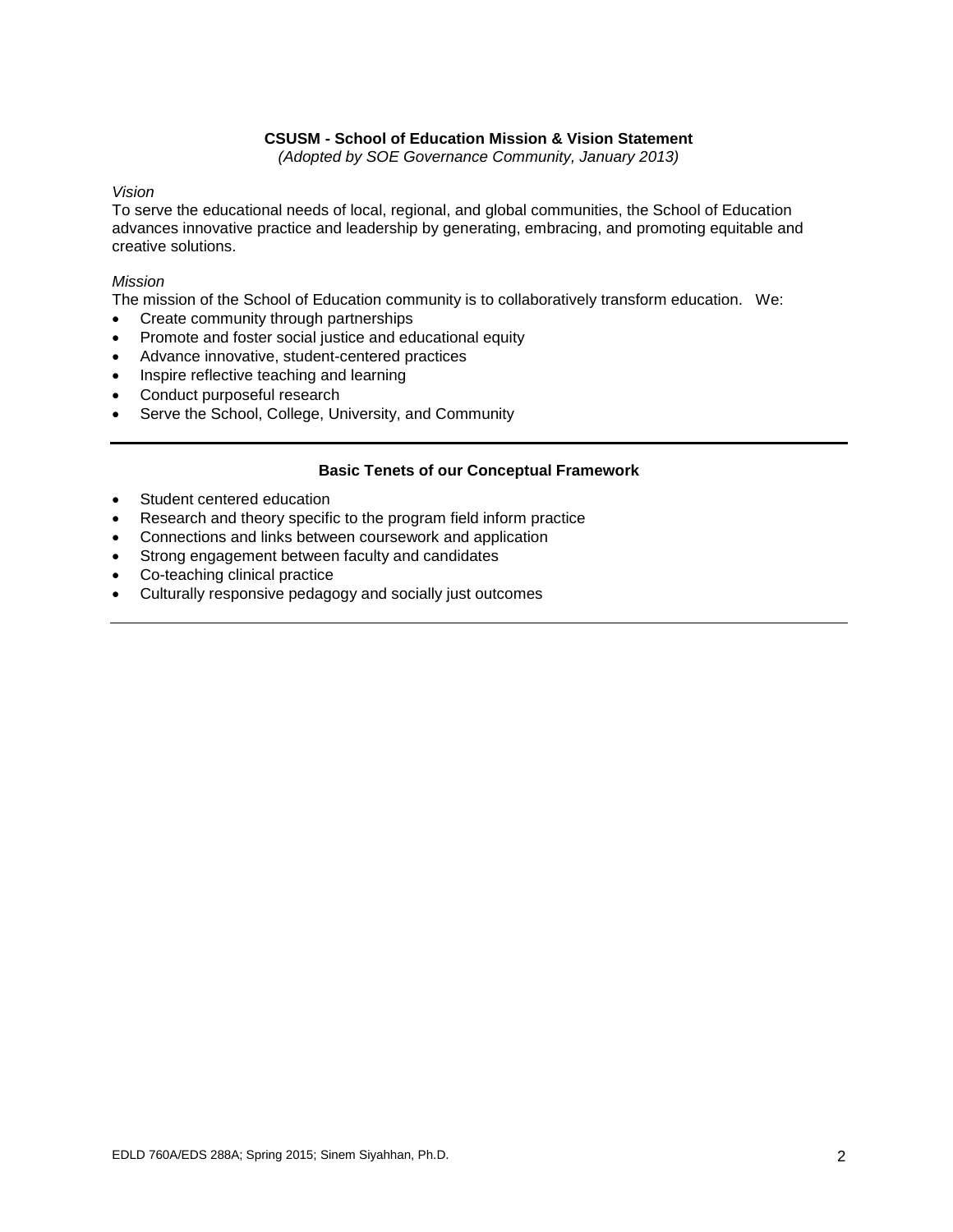## CSUSM - School of Education Mission & Vision Statement

*(Adopted by SOE Governance Community, January 2013)*

*Vision*

To serve the educational needs of local, regional, and global communities, the School of Education advances innovative practice and leadership by generating, embracing, and promoting equitable and creative solutions.

*Mission*

The mission of the School of Education community is to collaboratively transform education. We:

- Create community through partnerships
- Promote and foster social justice and educational equity
- Advance innovative, student-centered practices
- Inspire reflective teaching and learning
- Conduct purposeful research
- Serve the School, College, University, and Community

---

## Basic Tenets of our Conceptual Framework

- Student centered education
- Research and theory specific to the program field inform practice
- Connections and links between coursework and application
- Strong engagement between faculty and candidates
- Co-teaching clinical practice
- Culturally responsive pedagogy and socially just outcomes

---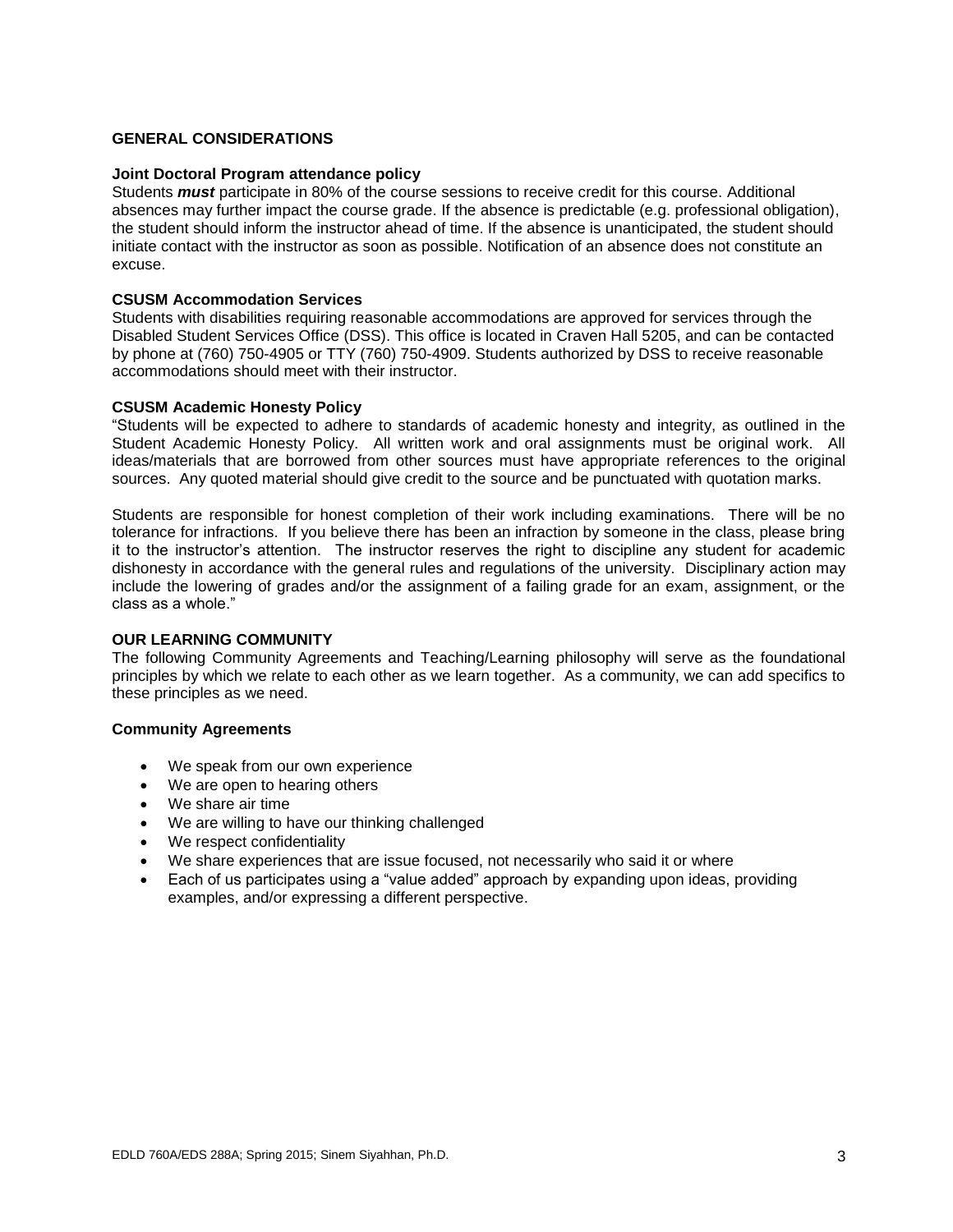## GENERAL CONSIDERATIONS

### Joint Doctoral Program attendance policy

Students ***must*** participate in 80% of the course sessions to receive credit for this course. Additional absences may further impact the course grade. If the absence is predictable (e.g. professional obligation), the student should inform the instructor ahead of time. If the absence is unanticipated, the student should initiate contact with the instructor as soon as possible. Notification of an absence does not constitute an excuse.

### CSUSM Accommodation Services

Students with disabilities requiring reasonable accommodations are approved for services through the Disabled Student Services Office (DSS). This office is located in Craven Hall 5205, and can be contacted by phone at (760) 750-4905 or TTY (760) 750-4909. Students authorized by DSS to receive reasonable accommodations should meet with their instructor.

### CSUSM Academic Honesty Policy

"Students will be expected to adhere to standards of academic honesty and integrity, as outlined in the Student Academic Honesty Policy. All written work and oral assignments must be original work. All ideas/materials that are borrowed from other sources must have appropriate references to the original sources. Any quoted material should give credit to the source and be punctuated with quotation marks.

Students are responsible for honest completion of their work including examinations. There will be no tolerance for infractions. If you believe there has been an infraction by someone in the class, please bring it to the instructor's attention. The instructor reserves the right to discipline any student for academic dishonesty in accordance with the general rules and regulations of the university. Disciplinary action may include the lowering of grades and/or the assignment of a failing grade for an exam, assignment, or the class as a whole."

## OUR LEARNING COMMUNITY

The following Community Agreements and Teaching/Learning philosophy will serve as the foundational principles by which we relate to each other as we learn together. As a community, we can add specifics to these principles as we need.

### Community Agreements

- We speak from our own experience
- We are open to hearing others
- We share air time
- We are willing to have our thinking challenged
- We respect confidentiality
- We share experiences that are issue focused, not necessarily who said it or where
- Each of us participates using a "value added" approach by expanding upon ideas, providing examples, and/or expressing a different perspective.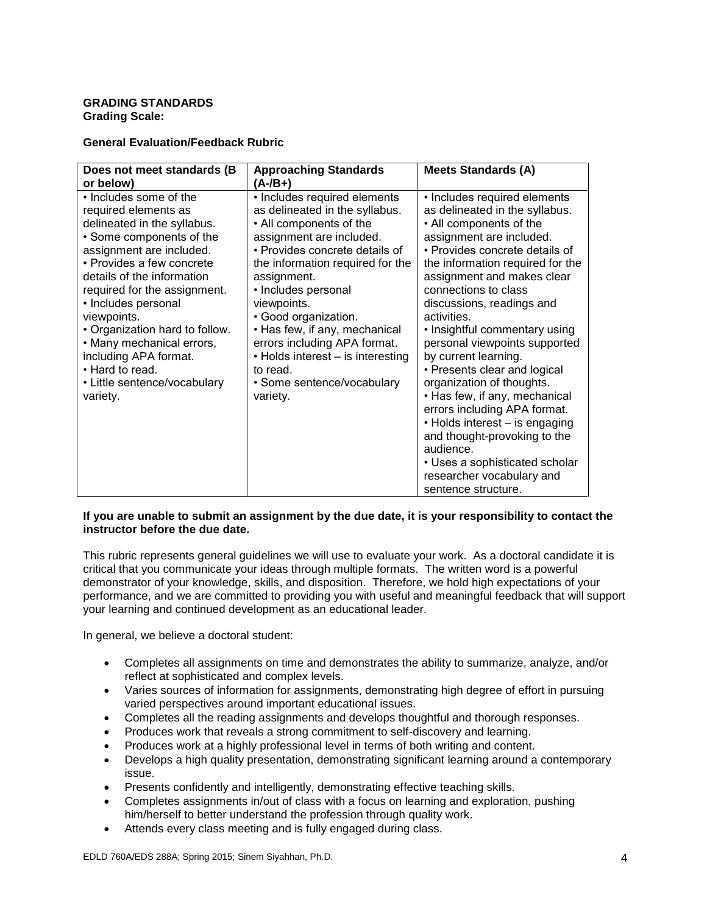**GRADING STANDARDS**
**Grading Scale:**

**General Evaluation/Feedback Rubric**

| Does not meet standards (B or below) | Approaching Standards (A-/B+) | Meets Standards (A) |
|---|---|---|
| • Includes some of the required elements as delineated in the syllabus.<br>• Some components of the assignment are included.<br>• Provides a few concrete details of the information required for the assignment.<br>• Includes personal viewpoints.<br>• Organization hard to follow.<br>• Many mechanical errors, including APA format.<br>• Hard to read.<br>• Little sentence/vocabulary variety. | • Includes required elements as delineated in the syllabus.<br>• All components of the assignment are included.<br>• Provides concrete details of the information required for the assignment.<br>• Includes personal viewpoints.<br>• Good organization.<br>• Has few, if any, mechanical errors including APA format.<br>• Holds interest – is interesting to read.<br>• Some sentence/vocabulary variety. | • Includes required elements as delineated in the syllabus.<br>• All components of the assignment are included.<br>• Provides concrete details of the information required for the assignment and makes clear connections to class discussions, readings and activities.<br>• Insightful commentary using personal viewpoints supported by current learning.<br>• Presents clear and logical organization of thoughts.<br>• Has few, if any, mechanical errors including APA format.<br>• Holds interest – is engaging and thought-provoking to the audience.<br>• Uses a sophisticated scholar researcher vocabulary and sentence structure. |

**If you are unable to submit an assignment by the due date, it is your responsibility to contact the instructor before the due date.**

This rubric represents general guidelines we will use to evaluate your work. As a doctoral candidate it is critical that you communicate your ideas through multiple formats. The written word is a powerful demonstrator of your knowledge, skills, and disposition. Therefore, we hold high expectations of your performance, and we are committed to providing you with useful and meaningful feedback that will support your learning and continued development as an educational leader.

In general, we believe a doctoral student:

- Completes all assignments on time and demonstrates the ability to summarize, analyze, and/or reflect at sophisticated and complex levels.
- Varies sources of information for assignments, demonstrating high degree of effort in pursuing varied perspectives around important educational issues.
- Completes all the reading assignments and develops thoughtful and thorough responses.
- Produces work that reveals a strong commitment to self-discovery and learning.
- Produces work at a highly professional level in terms of both writing and content.
- Develops a high quality presentation, demonstrating significant learning around a contemporary issue.
- Presents confidently and intelligently, demonstrating effective teaching skills.
- Completes assignments in/out of class with a focus on learning and exploration, pushing him/herself to better understand the profession through quality work.
- Attends every class meeting and is fully engaged during class.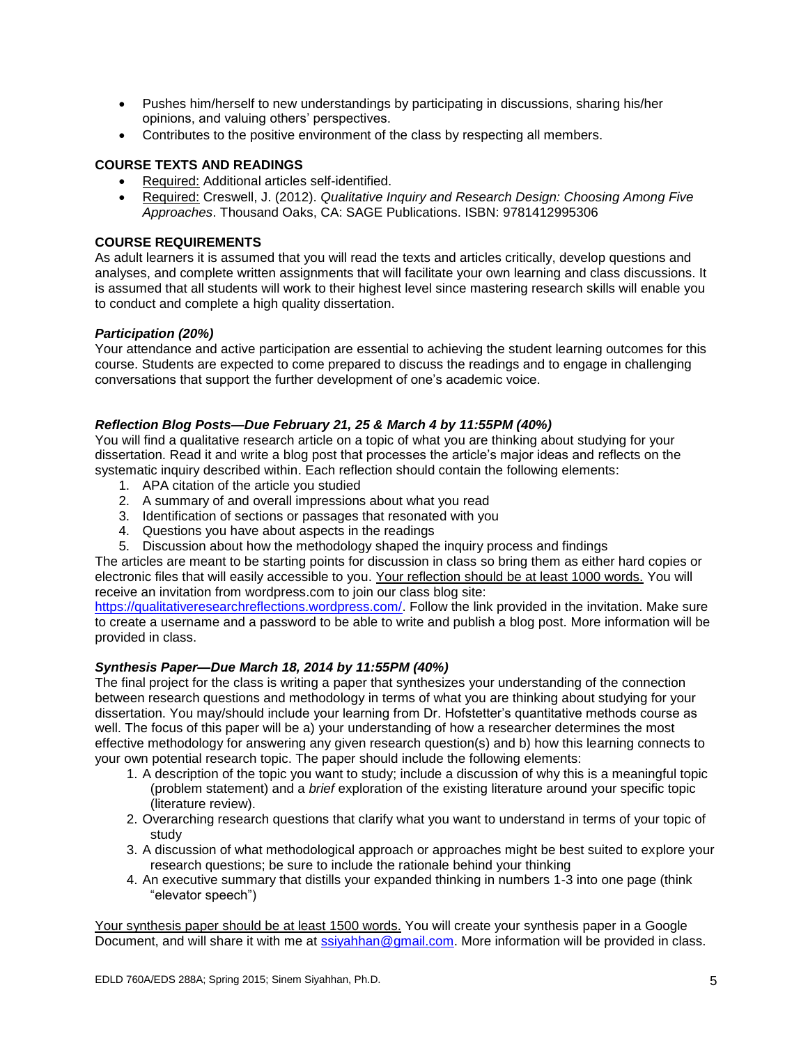- Pushes him/herself to new understandings by participating in discussions, sharing his/her opinions, and valuing others' perspectives.
- Contributes to the positive environment of the class by respecting all members.

**COURSE TEXTS AND READINGS**

- Required: Additional articles self-identified.
- Required: Creswell, J. (2012). *Qualitative Inquiry and Research Design: Choosing Among Five Approaches*. Thousand Oaks, CA: SAGE Publications. ISBN: 9781412995306

**COURSE REQUIREMENTS**

As adult learners it is assumed that you will read the texts and articles critically, develop questions and analyses, and complete written assignments that will facilitate your own learning and class discussions. It is assumed that all students will work to their highest level since mastering research skills will enable you to conduct and complete a high quality dissertation.

***Participation (20%)***

Your attendance and active participation are essential to achieving the student learning outcomes for this course. Students are expected to come prepared to discuss the readings and to engage in challenging conversations that support the further development of one's academic voice.

***Reflection Blog Posts—Due February 21, 25 & March 4 by 11:55PM (40%)***

You will find a qualitative research article on a topic of what you are thinking about studying for your dissertation. Read it and write a blog post that processes the article's major ideas and reflects on the systematic inquiry described within. Each reflection should contain the following elements:

1. APA citation of the article you studied
2. A summary of and overall impressions about what you read
3. Identification of sections or passages that resonated with you
4. Questions you have about aspects in the readings
5. Discussion about how the methodology shaped the inquiry process and findings

The articles are meant to be starting points for discussion in class so bring them as either hard copies or electronic files that will easily accessible to you. Your reflection should be at least 1000 words. You will receive an invitation from wordpress.com to join our class blog site: https://qualitativeresearchreflections.wordpress.com/. Follow the link provided in the invitation. Make sure to create a username and a password to be able to write and publish a blog post. More information will be provided in class.

***Synthesis Paper—Due March 18, 2014 by 11:55PM (40%)***

The final project for the class is writing a paper that synthesizes your understanding of the connection between research questions and methodology in terms of what you are thinking about studying for your dissertation. You may/should include your learning from Dr. Hofstetter's quantitative methods course as well. The focus of this paper will be a) your understanding of how a researcher determines the most effective methodology for answering any given research question(s) and b) how this learning connects to your own potential research topic. The paper should include the following elements:

1. A description of the topic you want to study; include a discussion of why this is a meaningful topic (problem statement) and a *brief* exploration of the existing literature around your specific topic (literature review).
2. Overarching research questions that clarify what you want to understand in terms of your topic of study
3. A discussion of what methodological approach or approaches might be best suited to explore your research questions; be sure to include the rationale behind your thinking
4. An executive summary that distills your expanded thinking in numbers 1-3 into one page (think "elevator speech")

Your synthesis paper should be at least 1500 words. You will create your synthesis paper in a Google Document, and will share it with me at ssiyahhan@gmail.com. More information will be provided in class.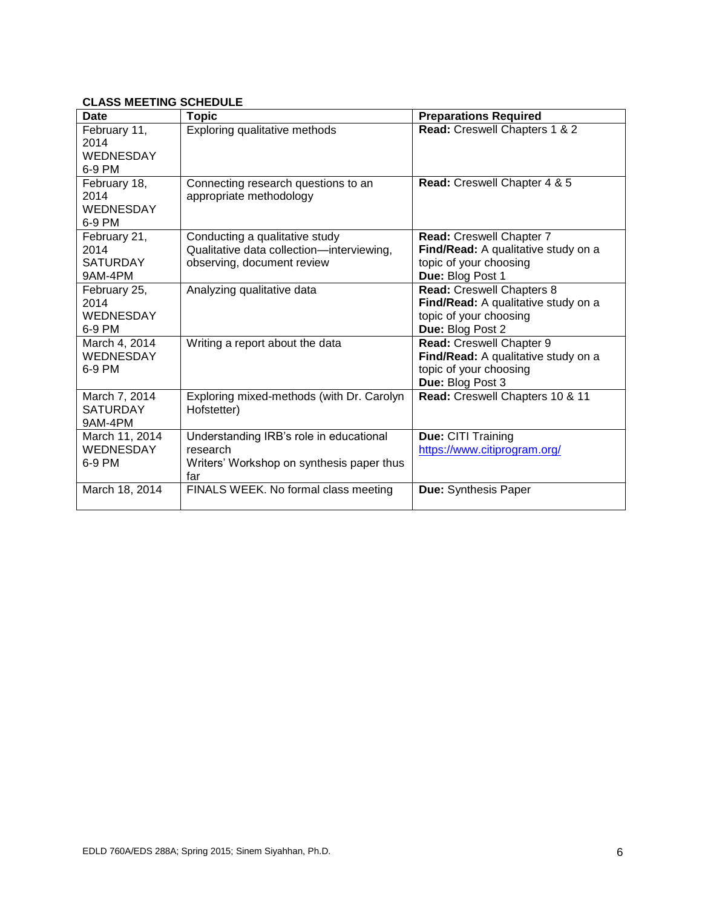**CLASS MEETING SCHEDULE**

| Date | Topic | Preparations Required |
|---|---|---|
| February 11, 2014 WEDNESDAY 6-9 PM | Exploring qualitative methods | **Read:** Creswell Chapters 1 & 2 |
| February 18, 2014 WEDNESDAY 6-9 PM | Connecting research questions to an appropriate methodology | **Read:** Creswell Chapter 4 & 5 |
| February 21, 2014 SATURDAY 9AM-4PM | Conducting a qualitative study<br>Qualitative data collection—interviewing, observing, document review | **Read:** Creswell Chapter 7<br>**Find/Read:** A qualitative study on a topic of your choosing<br>**Due:** Blog Post 1 |
| February 25, 2014 WEDNESDAY 6-9 PM | Analyzing qualitative data | **Read:** Creswell Chapters 8<br>**Find/Read:** A qualitative study on a topic of your choosing<br>**Due:** Blog Post 2 |
| March 4, 2014 WEDNESDAY 6-9 PM | Writing a report about the data | **Read:** Creswell Chapter 9<br>**Find/Read:** A qualitative study on a topic of your choosing<br>**Due:** Blog Post 3 |
| March 7, 2014 SATURDAY 9AM-4PM | Exploring mixed-methods (with Dr. Carolyn Hofstetter) | **Read:** Creswell Chapters 10 & 11 |
| March 11, 2014 WEDNESDAY 6-9 PM | Understanding IRB's role in educational research<br>Writers' Workshop on synthesis paper thus far | **Due:** CITI Training<br>https://www.citiprogram.org/ |
| March 18, 2014 | FINALS WEEK. No formal class meeting | **Due:** Synthesis Paper |